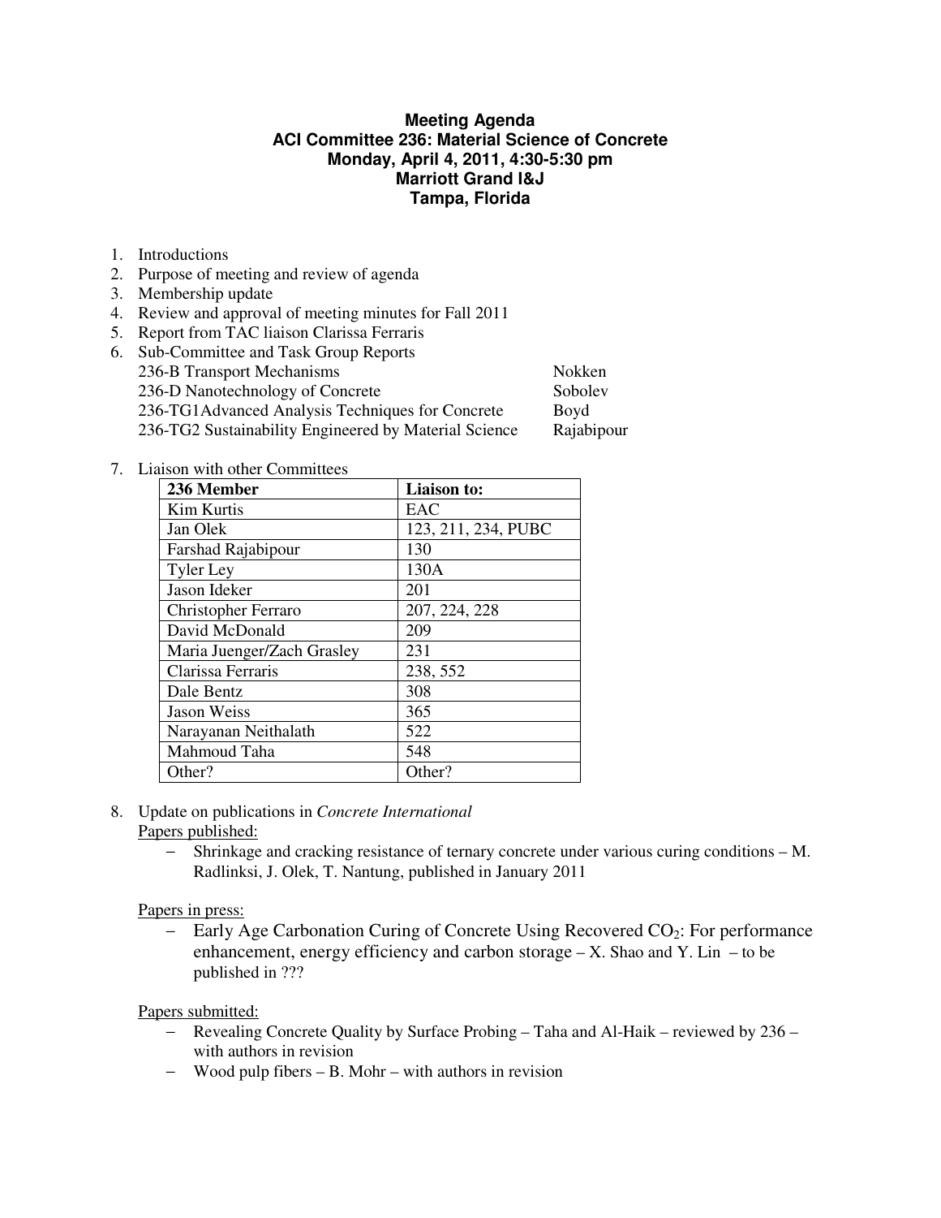**Meeting Agenda**
**ACI Committee 236: Material Science of Concrete**
**Monday, April 4, 2011, 4:30-5:30 pm**
**Marriott Grand I&J**
**Tampa, Florida**

1. Introductions
2. Purpose of meeting and review of agenda
3. Membership update
4. Review and approval of meeting minutes for Fall 2011
5. Report from TAC liaison Clarissa Ferraris
6. Sub-Committee and Task Group Reports

| | |
|---|---|
| 236-B Transport Mechanisms | Nokken |
| 236-D Nanotechnology of Concrete | Sobolev |
| 236-TG1Advanced Analysis Techniques for Concrete | Boyd |
| 236-TG2 Sustainability Engineered by Material Science | Rajabipour |

7. Liaison with other Committees

| 236 Member | Liaison to: |
|---|---|
| Kim Kurtis | EAC |
| Jan Olek | 123, 211, 234, PUBC |
| Farshad Rajabipour | 130 |
| Tyler Ley | 130A |
| Jason Ideker | 201 |
| Christopher Ferraro | 207, 224, 228 |
| David McDonald | 209 |
| Maria Juenger/Zach Grasley | 231 |
| Clarissa Ferraris | 238, 552 |
| Dale Bentz | 308 |
| Jason Weiss | 365 |
| Narayanan Neithalath | 522 |
| Mahmoud Taha | 548 |
| Other? | Other? |

8. Update on publications in *Concrete International*

<u>Papers published:</u>

- Shrinkage and cracking resistance of ternary concrete under various curing conditions – M. Radlinksi, J. Olek, T. Nantung, published in January 2011

<u>Papers in press:</u>

- Early Age Carbonation Curing of Concrete Using Recovered $CO_2$: For performance enhancement, energy efficiency and carbon storage – X. Shao and Y. Lin – to be published in ???

<u>Papers submitted:</u>

- Revealing Concrete Quality by Surface Probing – Taha and Al-Haik – reviewed by 236 – with authors in revision
- Wood pulp fibers – B. Mohr – with authors in revision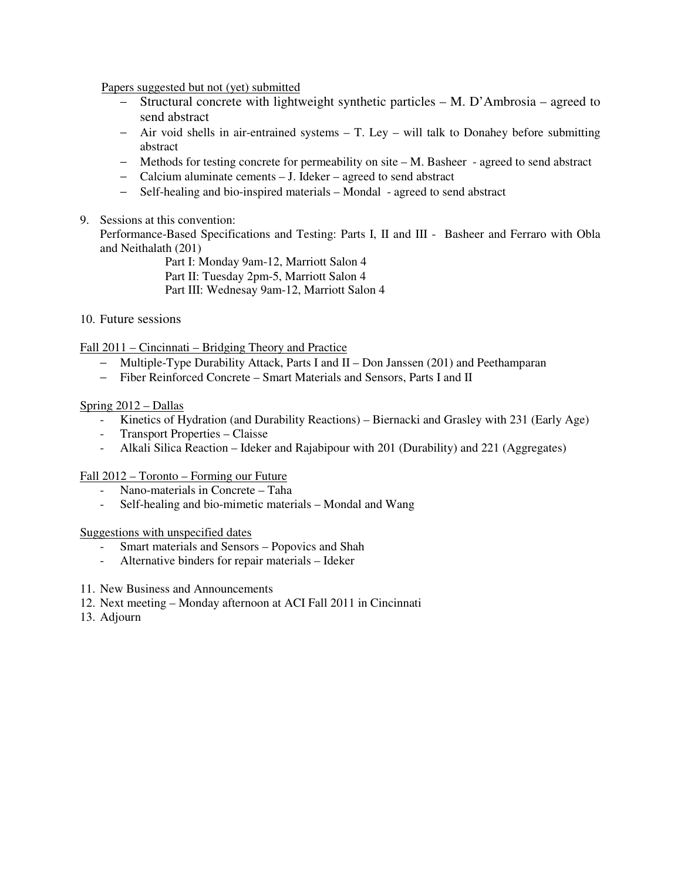Papers suggested but not (yet) submitted

- Structural concrete with lightweight synthetic particles – M. D'Ambrosia – agreed to send abstract
- Air void shells in air-entrained systems – T. Ley – will talk to Donahey before submitting abstract
- Methods for testing concrete for permeability on site – M. Basheer - agreed to send abstract
- Calcium aluminate cements – J. Ideker – agreed to send abstract
- Self-healing and bio-inspired materials – Mondal - agreed to send abstract

9. Sessions at this convention:
   Performance-Based Specifications and Testing: Parts I, II and III - Basheer and Ferraro with Obla and Neithalath (201)
   
   Part I: Monday 9am-12, Marriott Salon 4
   Part II: Tuesday 2pm-5, Marriott Salon 4
   Part III: Wednesay 9am-12, Marriott Salon 4

10. Future sessions

Fall 2011 – Cincinnati – Bridging Theory and Practice

- Multiple-Type Durability Attack, Parts I and II – Don Janssen (201) and Peethamparan
- Fiber Reinforced Concrete – Smart Materials and Sensors, Parts I and II

Spring 2012 – Dallas

- Kinetics of Hydration (and Durability Reactions) – Biernacki and Grasley with 231 (Early Age)
- Transport Properties – Claisse
- Alkali Silica Reaction – Ideker and Rajabipour with 201 (Durability) and 221 (Aggregates)

Fall 2012 – Toronto – Forming our Future

- Nano-materials in Concrete – Taha
- Self-healing and bio-mimetic materials – Mondal and Wang

Suggestions with unspecified dates

- Smart materials and Sensors – Popovics and Shah
- Alternative binders for repair materials – Ideker

11. New Business and Announcements
12. Next meeting – Monday afternoon at ACI Fall 2011 in Cincinnati
13. Adjourn